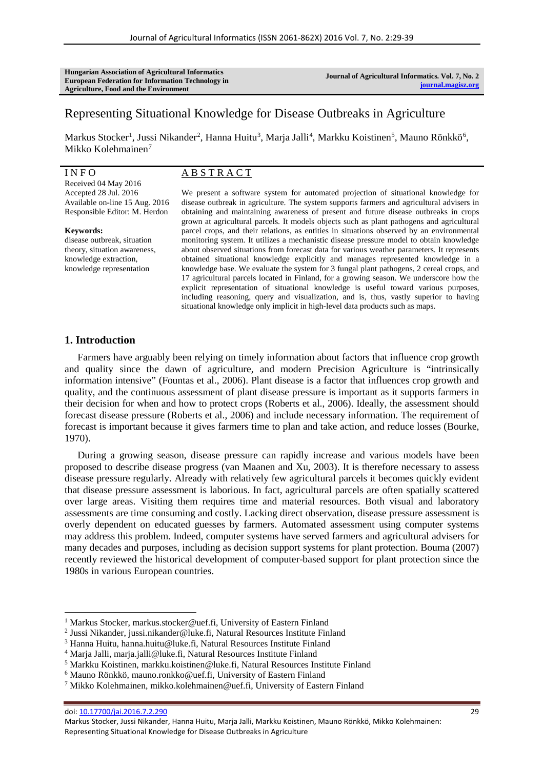Hungarian Association of Agricultural Informatics
European Federation for Information Technology in Agriculture, Food and the Environment

Journal of Agricultural Informatics. Vol. 7, No. 2
journal.magisz.org

# Representing Situational Knowledge for Disease Outbreaks in Agriculture

Markus Stocker[1], Jussi Nikander[2], Hanna Huitu[3], Marja Jalli[4], Markku Koistinen[5], Mauno Rönkkö[6], Mikko Kolehmainen[7]

**INFO**

Received 04 May 2016
Accepted 28 Jul. 2016
Available on-line 15 Aug. 2016
Responsible Editor: M. Herdon

**Keywords:**
disease outbreak, situation theory, situation awareness, knowledge extraction, knowledge representation

**ABSTRACT**

We present a software system for automated projection of situational knowledge for disease outbreak in agriculture. The system supports farmers and agricultural advisers in obtaining and maintaining awareness of present and future disease outbreaks in crops grown at agricultural parcels. It models objects such as plant pathogens and agricultural parcel crops, and their relations, as entities in situations observed by an environmental monitoring system. It utilizes a mechanistic disease pressure model to obtain knowledge about observed situations from forecast data for various weather parameters. It represents obtained situational knowledge explicitly and manages represented knowledge in a knowledge base. We evaluate the system for 3 fungal plant pathogens, 2 cereal crops, and 17 agricultural parcels located in Finland, for a growing season. We underscore how the explicit representation of situational knowledge is useful toward various purposes, including reasoning, query and visualization, and is, thus, vastly superior to having situational knowledge only implicit in high-level data products such as maps.

## 1. Introduction

Farmers have arguably been relying on timely information about factors that influence crop growth and quality since the dawn of agriculture, and modern Precision Agriculture is "intrinsically information intensive" (Fountas et al., 2006). Plant disease is a factor that influences crop growth and quality, and the continuous assessment of plant disease pressure is important as it supports farmers in their decision for when and how to protect crops (Roberts et al., 2006). Ideally, the assessment should forecast disease pressure (Roberts et al., 2006) and include necessary information. The requirement of forecast is important because it gives farmers time to plan and take action, and reduce losses (Bourke, 1970).

During a growing season, disease pressure can rapidly increase and various models have been proposed to describe disease progress (van Maanen and Xu, 2003). It is therefore necessary to assess disease pressure regularly. Already with relatively few agricultural parcels it becomes quickly evident that disease pressure assessment is laborious. In fact, agricultural parcels are often spatially scattered over large areas. Visiting them requires time and material resources. Both visual and laboratory assessments are time consuming and costly. Lacking direct observation, disease pressure assessment is overly dependent on educated guesses by farmers. Automated assessment using computer systems may address this problem. Indeed, computer systems have served farmers and agricultural advisers for many decades and purposes, including as decision support systems for plant protection. Bouma (2007) recently reviewed the historical development of computer-based support for plant protection since the 1980s in various European countries.

[1] Markus Stocker, markus.stocker@uef.fi, University of Eastern Finland
[2] Jussi Nikander, jussi.nikander@luke.fi, Natural Resources Institute Finland
[3] Hanna Huitu, hanna.huitu@luke.fi, Natural Resources Institute Finland
[4] Marja Jalli, marja.jalli@luke.fi, Natural Resources Institute Finland
[5] Markku Koistinen, markku.koistinen@luke.fi, Natural Resources Institute Finland
[6] Mauno Rönkkö, mauno.ronkko@uef.fi, University of Eastern Finland
[7] Mikko Kolehmainen, mikko.kolehmainen@uef.fi, University of Eastern Finland

doi: 10.17700/jai.2016.7.2.290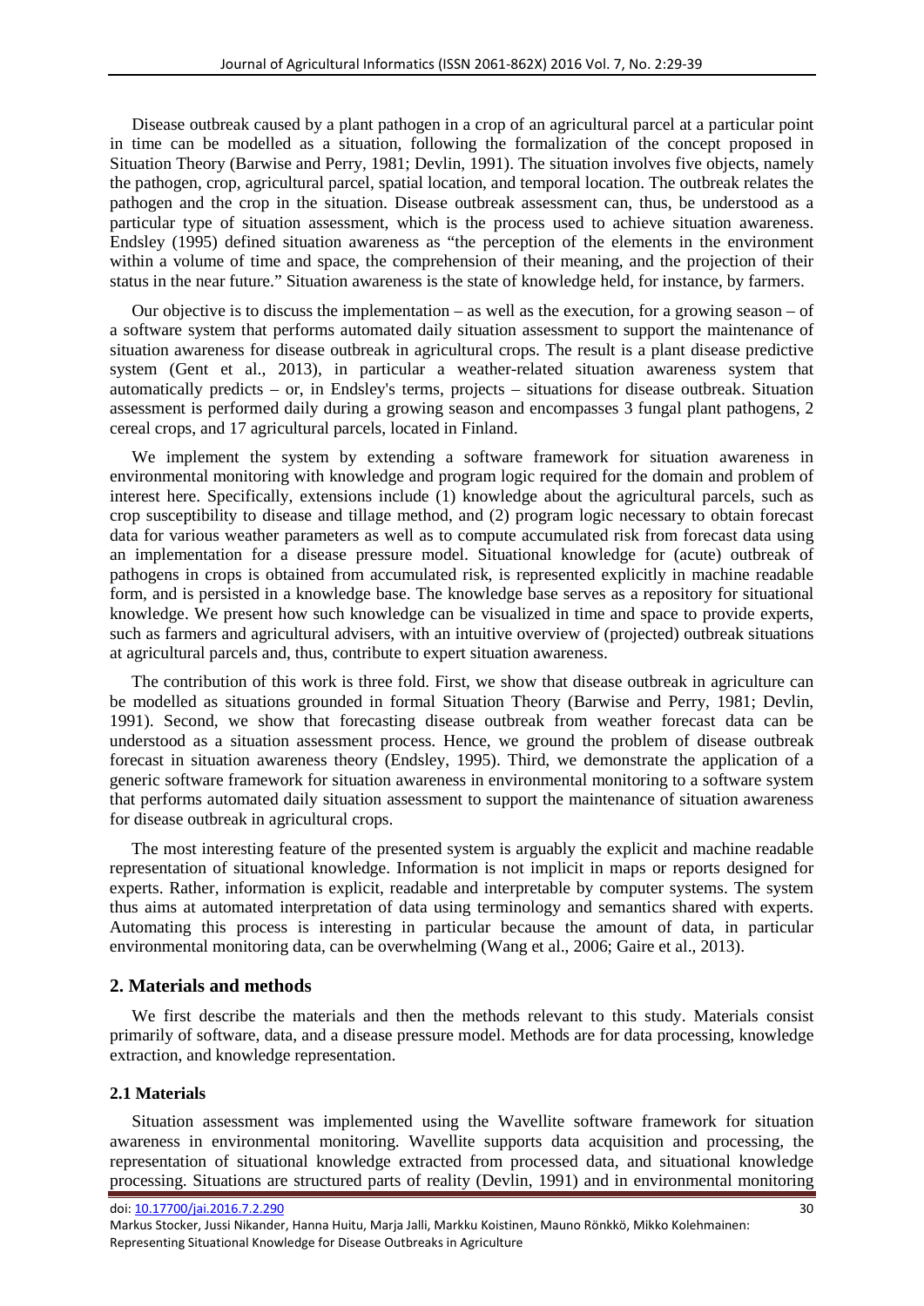Disease outbreak caused by a plant pathogen in a crop of an agricultural parcel at a particular point in time can be modelled as a situation, following the formalization of the concept proposed in Situation Theory (Barwise and Perry, 1981; Devlin, 1991). The situation involves five objects, namely the pathogen, crop, agricultural parcel, spatial location, and temporal location. The outbreak relates the pathogen and the crop in the situation. Disease outbreak assessment can, thus, be understood as a particular type of situation assessment, which is the process used to achieve situation awareness. Endsley (1995) defined situation awareness as "the perception of the elements in the environment within a volume of time and space, the comprehension of their meaning, and the projection of their status in the near future." Situation awareness is the state of knowledge held, for instance, by farmers.

Our objective is to discuss the implementation – as well as the execution, for a growing season – of a software system that performs automated daily situation assessment to support the maintenance of situation awareness for disease outbreak in agricultural crops. The result is a plant disease predictive system (Gent et al., 2013), in particular a weather-related situation awareness system that automatically predicts – or, in Endsley's terms, projects – situations for disease outbreak. Situation assessment is performed daily during a growing season and encompasses 3 fungal plant pathogens, 2 cereal crops, and 17 agricultural parcels, located in Finland.

We implement the system by extending a software framework for situation awareness in environmental monitoring with knowledge and program logic required for the domain and problem of interest here. Specifically, extensions include (1) knowledge about the agricultural parcels, such as crop susceptibility to disease and tillage method, and (2) program logic necessary to obtain forecast data for various weather parameters as well as to compute accumulated risk from forecast data using an implementation for a disease pressure model. Situational knowledge for (acute) outbreak of pathogens in crops is obtained from accumulated risk, is represented explicitly in machine readable form, and is persisted in a knowledge base. The knowledge base serves as a repository for situational knowledge. We present how such knowledge can be visualized in time and space to provide experts, such as farmers and agricultural advisers, with an intuitive overview of (projected) outbreak situations at agricultural parcels and, thus, contribute to expert situation awareness.

The contribution of this work is three fold. First, we show that disease outbreak in agriculture can be modelled as situations grounded in formal Situation Theory (Barwise and Perry, 1981; Devlin, 1991). Second, we show that forecasting disease outbreak from weather forecast data can be understood as a situation assessment process. Hence, we ground the problem of disease outbreak forecast in situation awareness theory (Endsley, 1995). Third, we demonstrate the application of a generic software framework for situation awareness in environmental monitoring to a software system that performs automated daily situation assessment to support the maintenance of situation awareness for disease outbreak in agricultural crops.

The most interesting feature of the presented system is arguably the explicit and machine readable representation of situational knowledge. Information is not implicit in maps or reports designed for experts. Rather, information is explicit, readable and interpretable by computer systems. The system thus aims at automated interpretation of data using terminology and semantics shared with experts. Automating this process is interesting in particular because the amount of data, in particular environmental monitoring data, can be overwhelming (Wang et al., 2006; Gaire et al., 2013).

## 2. Materials and methods

We first describe the materials and then the methods relevant to this study. Materials consist primarily of software, data, and a disease pressure model. Methods are for data processing, knowledge extraction, and knowledge representation.

### 2.1 Materials

Situation assessment was implemented using the Wavellite software framework for situation awareness in environmental monitoring. Wavellite supports data acquisition and processing, the representation of situational knowledge extracted from processed data, and situational knowledge processing. Situations are structured parts of reality (Devlin, 1991) and in environmental monitoring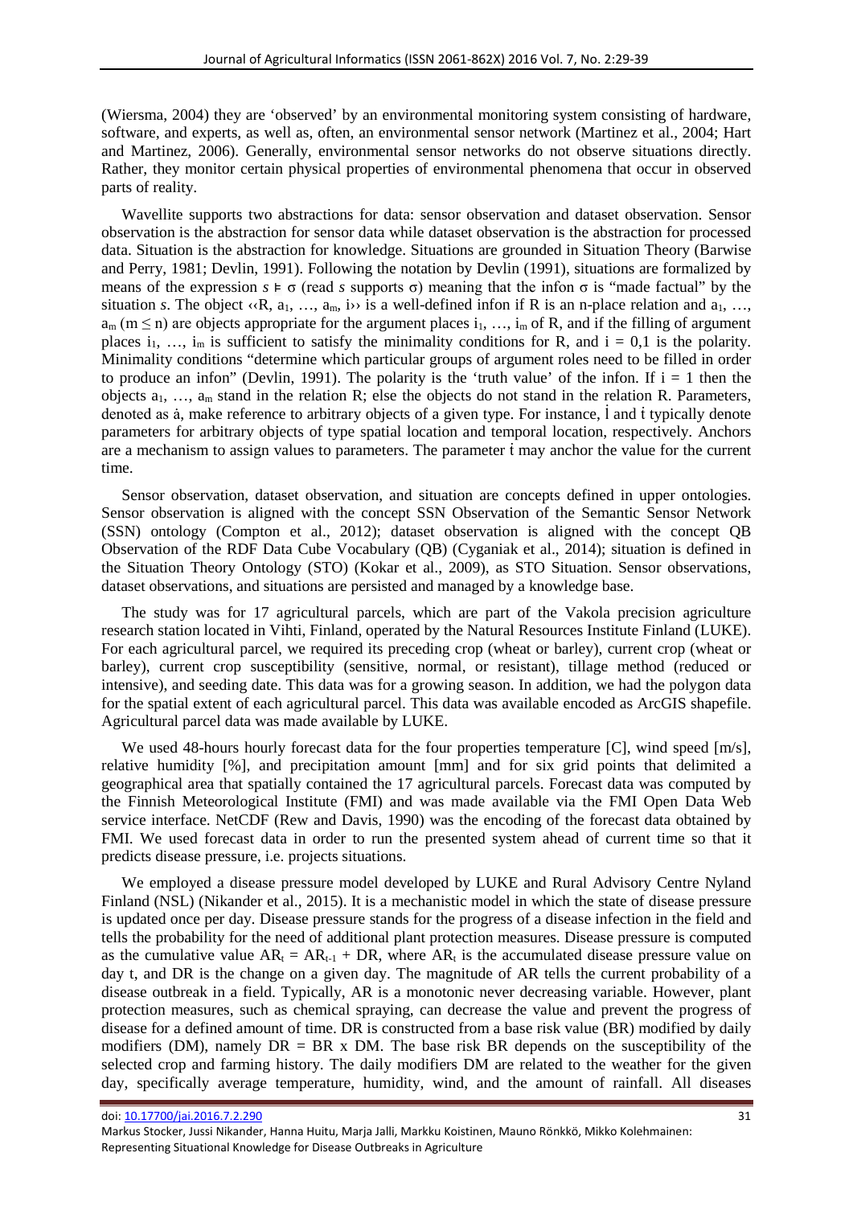(Wiersma, 2004) they are 'observed' by an environmental monitoring system consisting of hardware, software, and experts, as well as, often, an environmental sensor network (Martinez et al., 2004; Hart and Martinez, 2006). Generally, environmental sensor networks do not observe situations directly. Rather, they monitor certain physical properties of environmental phenomena that occur in observed parts of reality.

Wavellite supports two abstractions for data: sensor observation and dataset observation. Sensor observation is the abstraction for sensor data while dataset observation is the abstraction for processed data. Situation is the abstraction for knowledge. Situations are grounded in Situation Theory (Barwise and Perry, 1981; Devlin, 1991). Following the notation by Devlin (1991), situations are formalized by means of the expression $s \models \sigma$ (read *s* supports $\sigma$) meaning that the infon $\sigma$ is "made factual" by the situation *s*. The object $\langle\langle R, a_1, \ldots, a_m, i \rangle\rangle$ is a well-defined infon if R is an n-place relation and $a_1, \ldots, a_m$ ($m \leq n$) are objects appropriate for the argument places $i_1, \ldots, i_m$ of R, and if the filling of argument places $i_1, \ldots, i_m$ is sufficient to satisfy the minimality conditions for R, and $i = 0,1$ is the polarity. Minimality conditions "determine which particular groups of argument roles need to be filled in order to produce an infon" (Devlin, 1991). The polarity is the 'truth value' of the infon. If $i = 1$ then the objects $a_1, \ldots, a_m$ stand in the relation R; else the objects do not stand in the relation R. Parameters, denoted as $\dot{a}$, make reference to arbitrary objects of a given type. For instance, $\dot{l}$ and $\dot{t}$ typically denote parameters for arbitrary objects of type spatial location and temporal location, respectively. Anchors are a mechanism to assign values to parameters. The parameter $\dot{t}$ may anchor the value for the current time.

Sensor observation, dataset observation, and situation are concepts defined in upper ontologies. Sensor observation is aligned with the concept SSN Observation of the Semantic Sensor Network (SSN) ontology (Compton et al., 2012); dataset observation is aligned with the concept QB Observation of the RDF Data Cube Vocabulary (QB) (Cyganiak et al., 2014); situation is defined in the Situation Theory Ontology (STO) (Kokar et al., 2009), as STO Situation. Sensor observations, dataset observations, and situations are persisted and managed by a knowledge base.

The study was for 17 agricultural parcels, which are part of the Vakola precision agriculture research station located in Vihti, Finland, operated by the Natural Resources Institute Finland (LUKE). For each agricultural parcel, we required its preceding crop (wheat or barley), current crop (wheat or barley), current crop susceptibility (sensitive, normal, or resistant), tillage method (reduced or intensive), and seeding date. This data was for a growing season. In addition, we had the polygon data for the spatial extent of each agricultural parcel. This data was available encoded as ArcGIS shapefile. Agricultural parcel data was made available by LUKE.

We used 48-hours hourly forecast data for the four properties temperature [C], wind speed [m/s], relative humidity [%], and precipitation amount [mm] and for six grid points that delimited a geographical area that spatially contained the 17 agricultural parcels. Forecast data was computed by the Finnish Meteorological Institute (FMI) and was made available via the FMI Open Data Web service interface. NetCDF (Rew and Davis, 1990) was the encoding of the forecast data obtained by FMI. We used forecast data in order to run the presented system ahead of current time so that it predicts disease pressure, i.e. projects situations.

We employed a disease pressure model developed by LUKE and Rural Advisory Centre Nyland Finland (NSL) (Nikander et al., 2015). It is a mechanistic model in which the state of disease pressure is updated once per day. Disease pressure stands for the progress of a disease infection in the field and tells the probability for the need of additional plant protection measures. Disease pressure is computed as the cumulative value $AR_t = AR_{t-1} + DR$, where $AR_t$ is the accumulated disease pressure value on day t, and DR is the change on a given day. The magnitude of AR tells the current probability of a disease outbreak in a field. Typically, AR is a monotonic never decreasing variable. However, plant protection measures, such as chemical spraying, can decrease the value and prevent the progress of disease for a defined amount of time. DR is constructed from a base risk value (BR) modified by daily modifiers (DM), namely DR = BR x DM. The base risk BR depends on the susceptibility of the selected crop and farming history. The daily modifiers DM are related to the weather for the given day, specifically average temperature, humidity, wind, and the amount of rainfall. All diseases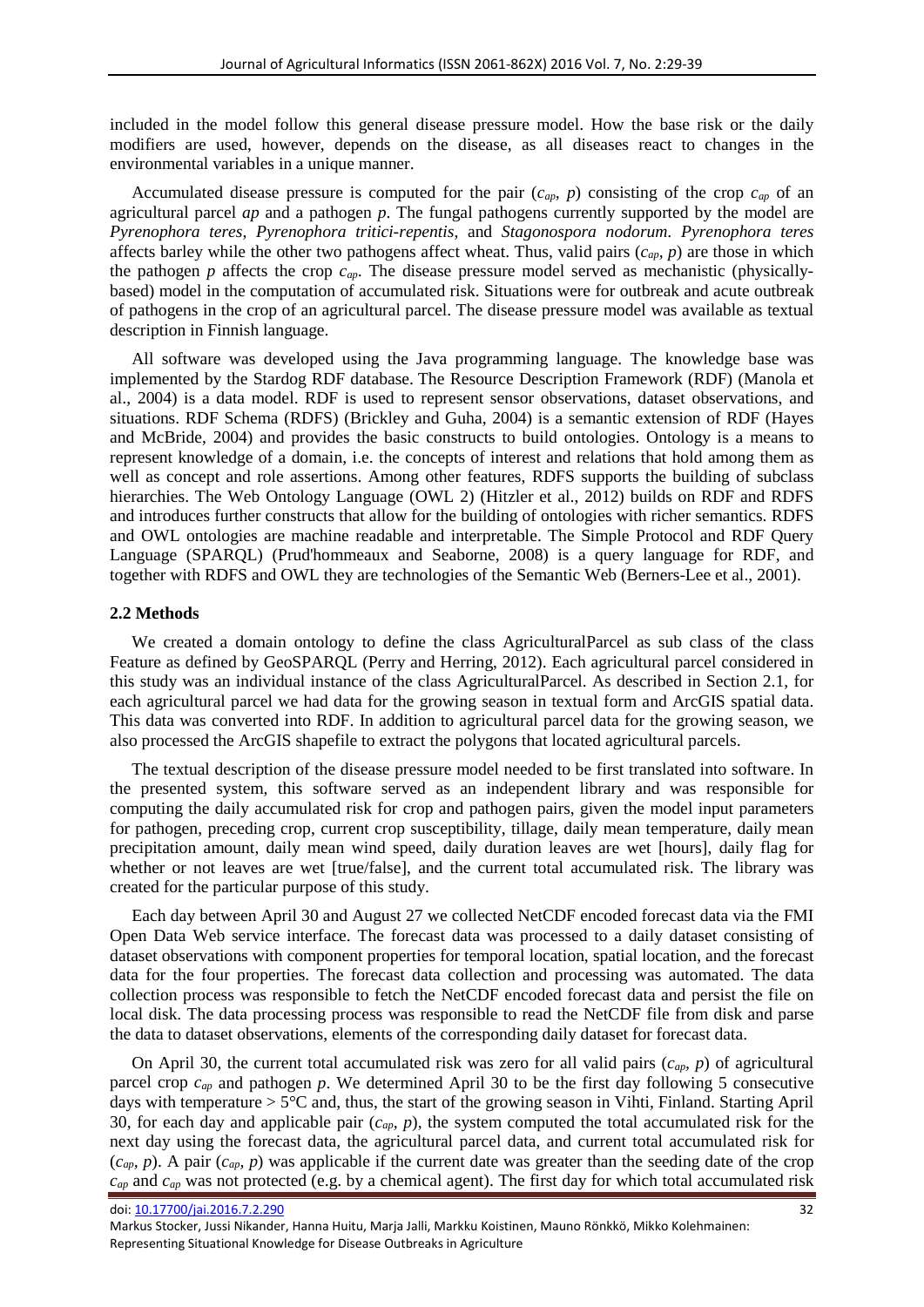included in the model follow this general disease pressure model. How the base risk or the daily modifiers are used, however, depends on the disease, as all diseases react to changes in the environmental variables in a unique manner.

Accumulated disease pressure is computed for the pair ($c_{ap}$, $p$) consisting of the crop $c_{ap}$ of an agricultural parcel *ap* and a pathogen *p*. The fungal pathogens currently supported by the model are *Pyrenophora teres*, *Pyrenophora tritici-repentis*, and *Stagonospora nodorum*. *Pyrenophora teres* affects barley while the other two pathogens affect wheat. Thus, valid pairs ($c_{ap}$, $p$) are those in which the pathogen $p$ affects the crop $c_{ap}$. The disease pressure model served as mechanistic (physically-based) model in the computation of accumulated risk. Situations were for outbreak and acute outbreak of pathogens in the crop of an agricultural parcel. The disease pressure model was available as textual description in Finnish language.

All software was developed using the Java programming language. The knowledge base was implemented by the Stardog RDF database. The Resource Description Framework (RDF) (Manola et al., 2004) is a data model. RDF is used to represent sensor observations, dataset observations, and situations. RDF Schema (RDFS) (Brickley and Guha, 2004) is a semantic extension of RDF (Hayes and McBride, 2004) and provides the basic constructs to build ontologies. Ontology is a means to represent knowledge of a domain, i.e. the concepts of interest and relations that hold among them as well as concept and role assertions. Among other features, RDFS supports the building of subclass hierarchies. The Web Ontology Language (OWL 2) (Hitzler et al., 2012) builds on RDF and RDFS and introduces further constructs that allow for the building of ontologies with richer semantics. RDFS and OWL ontologies are machine readable and interpretable. The Simple Protocol and RDF Query Language (SPARQL) (Prud'hommeaux and Seaborne, 2008) is a query language for RDF, and together with RDFS and OWL they are technologies of the Semantic Web (Berners-Lee et al., 2001).

### 2.2 Methods

We created a domain ontology to define the class AgriculturalParcel as sub class of the class Feature as defined by GeoSPARQL (Perry and Herring, 2012). Each agricultural parcel considered in this study was an individual instance of the class AgriculturalParcel. As described in Section 2.1, for each agricultural parcel we had data for the growing season in textual form and ArcGIS spatial data. This data was converted into RDF. In addition to agricultural parcel data for the growing season, we also processed the ArcGIS shapefile to extract the polygons that located agricultural parcels.

The textual description of the disease pressure model needed to be first translated into software. In the presented system, this software served as an independent library and was responsible for computing the daily accumulated risk for crop and pathogen pairs, given the model input parameters for pathogen, preceding crop, current crop susceptibility, tillage, daily mean temperature, daily mean precipitation amount, daily mean wind speed, daily duration leaves are wet [hours], daily flag for whether or not leaves are wet [true/false], and the current total accumulated risk. The library was created for the particular purpose of this study.

Each day between April 30 and August 27 we collected NetCDF encoded forecast data via the FMI Open Data Web service interface. The forecast data was processed to a daily dataset consisting of dataset observations with component properties for temporal location, spatial location, and the forecast data for the four properties. The forecast data collection and processing was automated. The data collection process was responsible to fetch the NetCDF encoded forecast data and persist the file on local disk. The data processing process was responsible to read the NetCDF file from disk and parse the data to dataset observations, elements of the corresponding daily dataset for forecast data.

On April 30, the current total accumulated risk was zero for all valid pairs ($c_{ap}$, $p$) of agricultural parcel crop $c_{ap}$ and pathogen $p$. We determined April 30 to be the first day following 5 consecutive days with temperature > 5°C and, thus, the start of the growing season in Vihti, Finland. Starting April 30, for each day and applicable pair ($c_{ap}$, $p$), the system computed the total accumulated risk for the next day using the forecast data, the agricultural parcel data, and current total accumulated risk for ($c_{ap}$, $p$). A pair ($c_{ap}$, $p$) was applicable if the current date was greater than the seeding date of the crop $c_{ap}$ and $c_{ap}$ was not protected (e.g. by a chemical agent). The first day for which total accumulated risk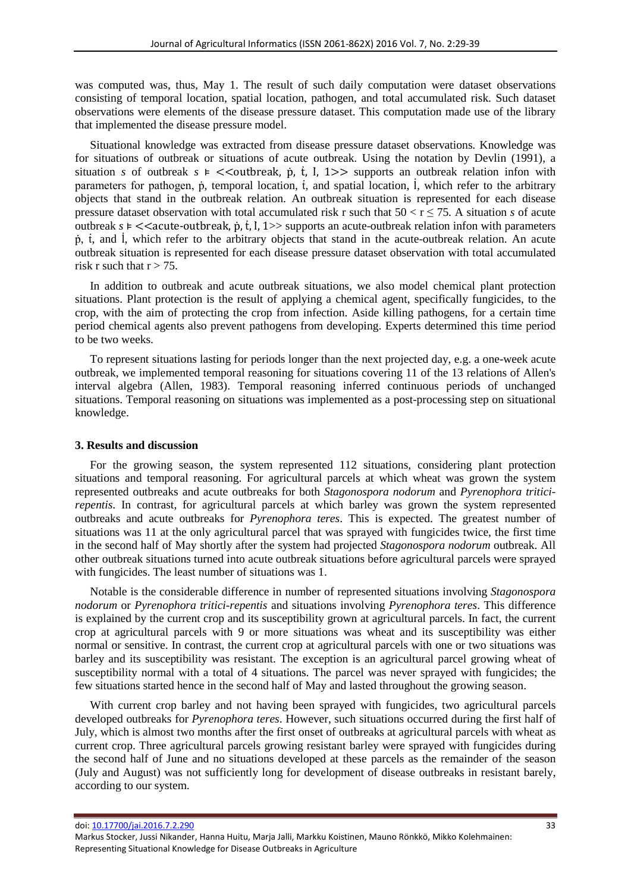was computed was, thus, May 1. The result of such daily computation were dataset observations consisting of temporal location, spatial location, pathogen, and total accumulated risk. Such dataset observations were elements of the disease pressure dataset. This computation made use of the library that implemented the disease pressure model.

Situational knowledge was extracted from disease pressure dataset observations. Knowledge was for situations of outbreak or situations of acute outbreak. Using the notation by Devlin (1991), a situation *s* of outbreak $s \models \ll \text{outbreak}, \dot{p}, \dot{t}, \dot{l}, 1 \gg$ supports an outbreak relation infon with parameters for pathogen, $\dot{p}$, temporal location, $\dot{t}$, and spatial location, $\dot{l}$, which refer to the arbitrary objects that stand in the outbreak relation. An outbreak situation is represented for each disease pressure dataset observation with total accumulated risk r such that $50 < r \leq 75$. A situation *s* of acute outbreak $s \models \ll \text{acute-outbreak}, \dot{p}, \dot{t}, \dot{l}, 1 \gg$ supports an acute-outbreak relation infon with parameters $\dot{p}$, $\dot{t}$, and $\dot{l}$, which refer to the arbitrary objects that stand in the acute-outbreak relation. An acute outbreak situation is represented for each disease pressure dataset observation with total accumulated risk r such that $r > 75$.

In addition to outbreak and acute outbreak situations, we also model chemical plant protection situations. Plant protection is the result of applying a chemical agent, specifically fungicides, to the crop, with the aim of protecting the crop from infection. Aside killing pathogens, for a certain time period chemical agents also prevent pathogens from developing. Experts determined this time period to be two weeks.

To represent situations lasting for periods longer than the next projected day, e.g. a one-week acute outbreak, we implemented temporal reasoning for situations covering 11 of the 13 relations of Allen's interval algebra (Allen, 1983). Temporal reasoning inferred continuous periods of unchanged situations. Temporal reasoning on situations was implemented as a post-processing step on situational knowledge.

## 3. Results and discussion

For the growing season, the system represented 112 situations, considering plant protection situations and temporal reasoning. For agricultural parcels at which wheat was grown the system represented outbreaks and acute outbreaks for both *Stagonospora nodorum* and *Pyrenophora tritici-repentis*. In contrast, for agricultural parcels at which barley was grown the system represented outbreaks and acute outbreaks for *Pyrenophora teres*. This is expected. The greatest number of situations was 11 at the only agricultural parcel that was sprayed with fungicides twice, the first time in the second half of May shortly after the system had projected *Stagonospora nodorum* outbreak. All other outbreak situations turned into acute outbreak situations before agricultural parcels were sprayed with fungicides. The least number of situations was 1.

Notable is the considerable difference in number of represented situations involving *Stagonospora nodorum* or *Pyrenophora tritici-repentis* and situations involving *Pyrenophora teres*. This difference is explained by the current crop and its susceptibility grown at agricultural parcels. In fact, the current crop at agricultural parcels with 9 or more situations was wheat and its susceptibility was either normal or sensitive. In contrast, the current crop at agricultural parcels with one or two situations was barley and its susceptibility was resistant. The exception is an agricultural parcel growing wheat of susceptibility normal with a total of 4 situations. The parcel was never sprayed with fungicides; the few situations started hence in the second half of May and lasted throughout the growing season.

With current crop barley and not having been sprayed with fungicides, two agricultural parcels developed outbreaks for *Pyrenophora teres*. However, such situations occurred during the first half of July, which is almost two months after the first onset of outbreaks at agricultural parcels with wheat as current crop. Three agricultural parcels growing resistant barley were sprayed with fungicides during the second half of June and no situations developed at these parcels as the remainder of the season (July and August) was not sufficiently long for development of disease outbreaks in resistant barely, according to our system.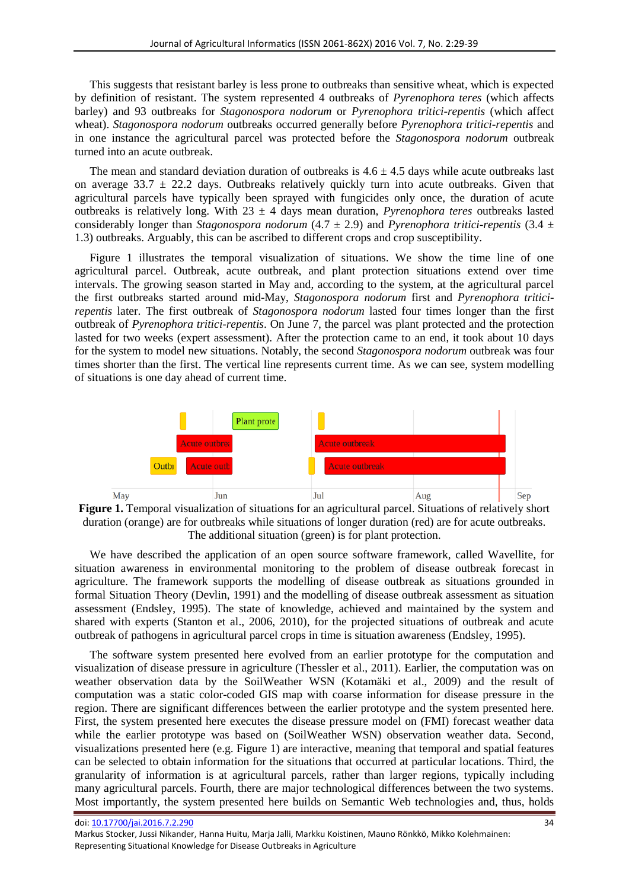This suggests that resistant barley is less prone to outbreaks than sensitive wheat, which is expected by definition of resistant. The system represented 4 outbreaks of *Pyrenophora teres* (which affects barley) and 93 outbreaks for *Stagonospora nodorum* or *Pyrenophora tritici-repentis* (which affect wheat). *Stagonospora nodorum* outbreaks occurred generally before *Pyrenophora tritici-repentis* and in one instance the agricultural parcel was protected before the *Stagonospora nodorum* outbreak turned into an acute outbreak.

The mean and standard deviation duration of outbreaks is 4.6 ± 4.5 days while acute outbreaks last on average 33.7 ± 22.2 days. Outbreaks relatively quickly turn into acute outbreaks. Given that agricultural parcels have typically been sprayed with fungicides only once, the duration of acute outbreaks is relatively long. With 23 ± 4 days mean duration, *Pyrenophora teres* outbreaks lasted considerably longer than *Stagonospora nodorum* (4.7 ± 2.9) and *Pyrenophora tritici-repentis* (3.4 ± 1.3) outbreaks. Arguably, this can be ascribed to different crops and crop susceptibility.

Figure 1 illustrates the temporal visualization of situations. We show the time line of one agricultural parcel. Outbreak, acute outbreak, and plant protection situations extend over time intervals. The growing season started in May and, according to the system, at the agricultural parcel the first outbreaks started around mid-May, *Stagonospora nodorum* first and *Pyrenophora tritici-repentis* later. The first outbreak of *Stagonospora nodorum* lasted four times longer than the first outbreak of *Pyrenophora tritici-repentis*. On June 7, the parcel was plant protected and the protection lasted for two weeks (expert assessment). After the protection came to an end, it took about 10 days for the system to model new situations. Notably, the second *Stagonospora nodorum* outbreak was four times shorter than the first. The vertical line represents current time. As we can see, system modelling of situations is one day ahead of current time.

**Figure 1.** Temporal visualization of situations for an agricultural parcel. Situations of relatively short duration (orange) are for outbreaks while situations of longer duration (red) are for acute outbreaks. The additional situation (green) is for plant protection.

We have described the application of an open source software framework, called Wavellite, for situation awareness in environmental monitoring to the problem of disease outbreak forecast in agriculture. The framework supports the modelling of disease outbreak as situations grounded in formal Situation Theory (Devlin, 1991) and the modelling of disease outbreak assessment as situation assessment (Endsley, 1995). The state of knowledge, achieved and maintained by the system and shared with experts (Stanton et al., 2006, 2010), for the projected situations of outbreak and acute outbreak of pathogens in agricultural parcel crops in time is situation awareness (Endsley, 1995).

The software system presented here evolved from an earlier prototype for the computation and visualization of disease pressure in agriculture (Thessler et al., 2011). Earlier, the computation was on weather observation data by the SoilWeather WSN (Kotamäki et al., 2009) and the result of computation was a static color-coded GIS map with coarse information for disease pressure in the region. There are significant differences between the earlier prototype and the system presented here. First, the system presented here executes the disease pressure model on (FMI) forecast weather data while the earlier prototype was based on (SoilWeather WSN) observation weather data. Second, visualizations presented here (e.g. Figure 1) are interactive, meaning that temporal and spatial features can be selected to obtain information for the situations that occurred at particular locations. Third, the granularity of information is at agricultural parcels, rather than larger regions, typically including many agricultural parcels. Fourth, there are major technological differences between the two systems. Most importantly, the system presented here builds on Semantic Web technologies and, thus, holds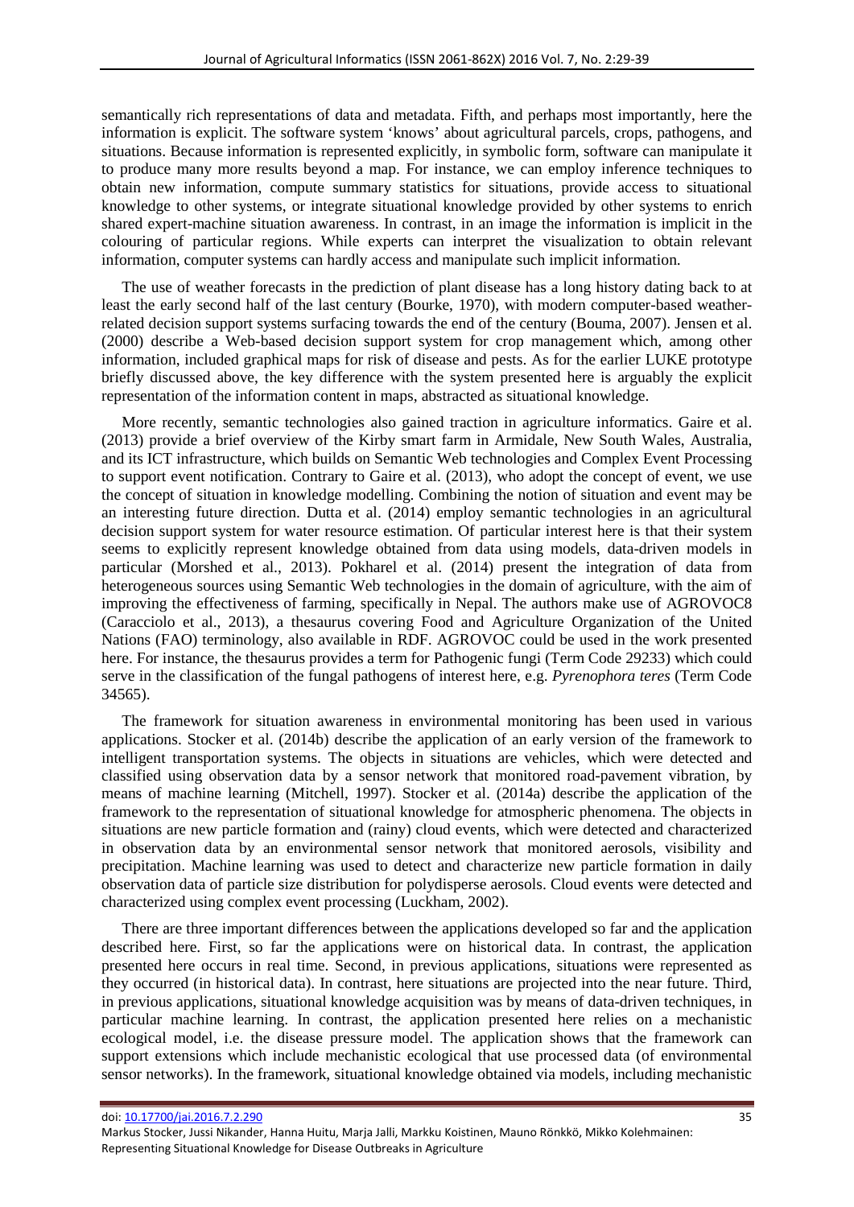semantically rich representations of data and metadata. Fifth, and perhaps most importantly, here the information is explicit. The software system 'knows' about agricultural parcels, crops, pathogens, and situations. Because information is represented explicitly, in symbolic form, software can manipulate it to produce many more results beyond a map. For instance, we can employ inference techniques to obtain new information, compute summary statistics for situations, provide access to situational knowledge to other systems, or integrate situational knowledge provided by other systems to enrich shared expert-machine situation awareness. In contrast, in an image the information is implicit in the colouring of particular regions. While experts can interpret the visualization to obtain relevant information, computer systems can hardly access and manipulate such implicit information.

The use of weather forecasts in the prediction of plant disease has a long history dating back to at least the early second half of the last century (Bourke, 1970), with modern computer-based weather-related decision support systems surfacing towards the end of the century (Bouma, 2007). Jensen et al. (2000) describe a Web-based decision support system for crop management which, among other information, included graphical maps for risk of disease and pests. As for the earlier LUKE prototype briefly discussed above, the key difference with the system presented here is arguably the explicit representation of the information content in maps, abstracted as situational knowledge.

More recently, semantic technologies also gained traction in agriculture informatics. Gaire et al. (2013) provide a brief overview of the Kirby smart farm in Armidale, New South Wales, Australia, and its ICT infrastructure, which builds on Semantic Web technologies and Complex Event Processing to support event notification. Contrary to Gaire et al. (2013), who adopt the concept of event, we use the concept of situation in knowledge modelling. Combining the notion of situation and event may be an interesting future direction. Dutta et al. (2014) employ semantic technologies in an agricultural decision support system for water resource estimation. Of particular interest here is that their system seems to explicitly represent knowledge obtained from data using models, data-driven models in particular (Morshed et al., 2013). Pokharel et al. (2014) present the integration of data from heterogeneous sources using Semantic Web technologies in the domain of agriculture, with the aim of improving the effectiveness of farming, specifically in Nepal. The authors make use of AGROVOC8 (Caracciolo et al., 2013), a thesaurus covering Food and Agriculture Organization of the United Nations (FAO) terminology, also available in RDF. AGROVOC could be used in the work presented here. For instance, the thesaurus provides a term for Pathogenic fungi (Term Code 29233) which could serve in the classification of the fungal pathogens of interest here, e.g. *Pyrenophora teres* (Term Code 34565).

The framework for situation awareness in environmental monitoring has been used in various applications. Stocker et al. (2014b) describe the application of an early version of the framework to intelligent transportation systems. The objects in situations are vehicles, which were detected and classified using observation data by a sensor network that monitored road-pavement vibration, by means of machine learning (Mitchell, 1997). Stocker et al. (2014a) describe the application of the framework to the representation of situational knowledge for atmospheric phenomena. The objects in situations are new particle formation and (rainy) cloud events, which were detected and characterized in observation data by an environmental sensor network that monitored aerosols, visibility and precipitation. Machine learning was used to detect and characterize new particle formation in daily observation data of particle size distribution for polydisperse aerosols. Cloud events were detected and characterized using complex event processing (Luckham, 2002).

There are three important differences between the applications developed so far and the application described here. First, so far the applications were on historical data. In contrast, the application presented here occurs in real time. Second, in previous applications, situations were represented as they occurred (in historical data). In contrast, here situations are projected into the near future. Third, in previous applications, situational knowledge acquisition was by means of data-driven techniques, in particular machine learning. In contrast, the application presented here relies on a mechanistic ecological model, i.e. the disease pressure model. The application shows that the framework can support extensions which include mechanistic ecological that use processed data (of environmental sensor networks). In the framework, situational knowledge obtained via models, including mechanistic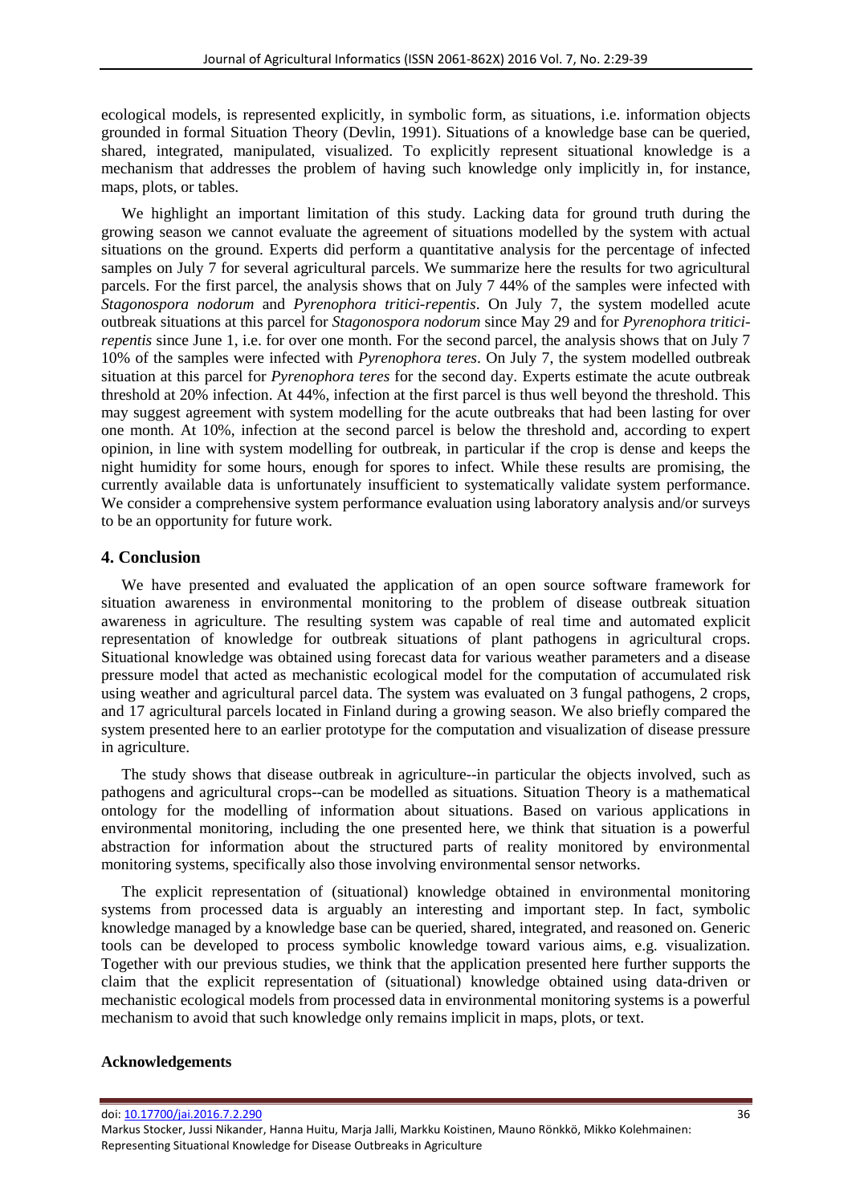ecological models, is represented explicitly, in symbolic form, as situations, i.e. information objects grounded in formal Situation Theory (Devlin, 1991). Situations of a knowledge base can be queried, shared, integrated, manipulated, visualized. To explicitly represent situational knowledge is a mechanism that addresses the problem of having such knowledge only implicitly in, for instance, maps, plots, or tables.

We highlight an important limitation of this study. Lacking data for ground truth during the growing season we cannot evaluate the agreement of situations modelled by the system with actual situations on the ground. Experts did perform a quantitative analysis for the percentage of infected samples on July 7 for several agricultural parcels. We summarize here the results for two agricultural parcels. For the first parcel, the analysis shows that on July 7 44% of the samples were infected with *Stagonospora nodorum* and *Pyrenophora tritici-repentis*. On July 7, the system modelled acute outbreak situations at this parcel for *Stagonospora nodorum* since May 29 and for *Pyrenophora tritici-repentis* since June 1, i.e. for over one month. For the second parcel, the analysis shows that on July 7 10% of the samples were infected with *Pyrenophora teres*. On July 7, the system modelled outbreak situation at this parcel for *Pyrenophora teres* for the second day. Experts estimate the acute outbreak threshold at 20% infection. At 44%, infection at the first parcel is thus well beyond the threshold. This may suggest agreement with system modelling for the acute outbreaks that had been lasting for over one month. At 10%, infection at the second parcel is below the threshold and, according to expert opinion, in line with system modelling for outbreak, in particular if the crop is dense and keeps the night humidity for some hours, enough for spores to infect. While these results are promising, the currently available data is unfortunately insufficient to systematically validate system performance. We consider a comprehensive system performance evaluation using laboratory analysis and/or surveys to be an opportunity for future work.

## 4. Conclusion

We have presented and evaluated the application of an open source software framework for situation awareness in environmental monitoring to the problem of disease outbreak situation awareness in agriculture. The resulting system was capable of real time and automated explicit representation of knowledge for outbreak situations of plant pathogens in agricultural crops. Situational knowledge was obtained using forecast data for various weather parameters and a disease pressure model that acted as mechanistic ecological model for the computation of accumulated risk using weather and agricultural parcel data. The system was evaluated on 3 fungal pathogens, 2 crops, and 17 agricultural parcels located in Finland during a growing season. We also briefly compared the system presented here to an earlier prototype for the computation and visualization of disease pressure in agriculture.

The study shows that disease outbreak in agriculture--in particular the objects involved, such as pathogens and agricultural crops--can be modelled as situations. Situation Theory is a mathematical ontology for the modelling of information about situations. Based on various applications in environmental monitoring, including the one presented here, we think that situation is a powerful abstraction for information about the structured parts of reality monitored by environmental monitoring systems, specifically also those involving environmental sensor networks.

The explicit representation of (situational) knowledge obtained in environmental monitoring systems from processed data is arguably an interesting and important step. In fact, symbolic knowledge managed by a knowledge base can be queried, shared, integrated, and reasoned on. Generic tools can be developed to process symbolic knowledge toward various aims, e.g. visualization. Together with our previous studies, we think that the application presented here further supports the claim that the explicit representation of (situational) knowledge obtained using data-driven or mechanistic ecological models from processed data in environmental monitoring systems is a powerful mechanism to avoid that such knowledge only remains implicit in maps, plots, or text.

### Acknowledgements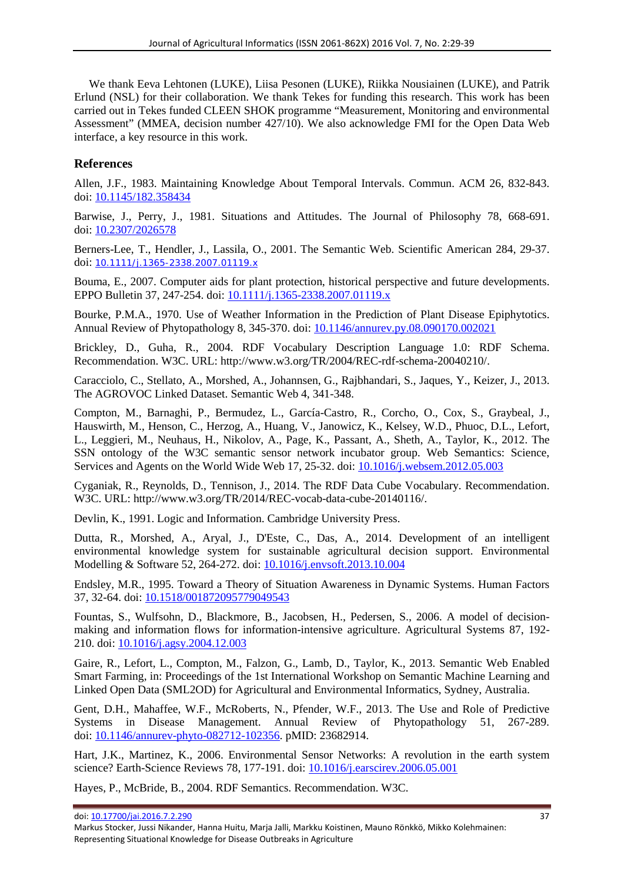We thank Eeva Lehtonen (LUKE), Liisa Pesonen (LUKE), Riikka Nousiainen (LUKE), and Patrik Erlund (NSL) for their collaboration. We thank Tekes for funding this research. This work has been carried out in Tekes funded CLEEN SHOK programme "Measurement, Monitoring and environmental Assessment" (MMEA, decision number 427/10). We also acknowledge FMI for the Open Data Web interface, a key resource in this work.

## References

Allen, J.F., 1983. Maintaining Knowledge About Temporal Intervals. Commun. ACM 26, 832-843. doi: 10.1145/182.358434

Barwise, J., Perry, J., 1981. Situations and Attitudes. The Journal of Philosophy 78, 668-691. doi: 10.2307/2026578

Berners-Lee, T., Hendler, J., Lassila, O., 2001. The Semantic Web. Scientific American 284, 29-37. doi: 10.1111/j.1365-2338.2007.01119.x

Bouma, E., 2007. Computer aids for plant protection, historical perspective and future developments. EPPO Bulletin 37, 247-254. doi: 10.1111/j.1365-2338.2007.01119.x

Bourke, P.M.A., 1970. Use of Weather Information in the Prediction of Plant Disease Epiphytotics. Annual Review of Phytopathology 8, 345-370. doi: 10.1146/annurev.py.08.090170.002021

Brickley, D., Guha, R., 2004. RDF Vocabulary Description Language 1.0: RDF Schema. Recommendation. W3C. URL: http://www.w3.org/TR/2004/REC-rdf-schema-20040210/.

Caracciolo, C., Stellato, A., Morshed, A., Johannsen, G., Rajbhandari, S., Jaques, Y., Keizer, J., 2013. The AGROVOC Linked Dataset. Semantic Web 4, 341-348.

Compton, M., Barnaghi, P., Bermudez, L., García-Castro, R., Corcho, O., Cox, S., Graybeal, J., Hauswirth, M., Henson, C., Herzog, A., Huang, V., Janowicz, K., Kelsey, W.D., Phuoc, D.L., Lefort, L., Leggieri, M., Neuhaus, H., Nikolov, A., Page, K., Passant, A., Sheth, A., Taylor, K., 2012. The SSN ontology of the W3C semantic sensor network incubator group. Web Semantics: Science, Services and Agents on the World Wide Web 17, 25-32. doi: 10.1016/j.websem.2012.05.003

Cyganiak, R., Reynolds, D., Tennison, J., 2014. The RDF Data Cube Vocabulary. Recommendation. W3C. URL: http://www.w3.org/TR/2014/REC-vocab-data-cube-20140116/.

Devlin, K., 1991. Logic and Information. Cambridge University Press.

Dutta, R., Morshed, A., Aryal, J., D'Este, C., Das, A., 2014. Development of an intelligent environmental knowledge system for sustainable agricultural decision support. Environmental Modelling & Software 52, 264-272. doi: 10.1016/j.envsoft.2013.10.004

Endsley, M.R., 1995. Toward a Theory of Situation Awareness in Dynamic Systems. Human Factors 37, 32-64. doi: 10.1518/001872095779049543

Fountas, S., Wulfsohn, D., Blackmore, B., Jacobsen, H., Pedersen, S., 2006. A model of decision-making and information flows for information-intensive agriculture. Agricultural Systems 87, 192-210. doi: 10.1016/j.agsy.2004.12.003

Gaire, R., Lefort, L., Compton, M., Falzon, G., Lamb, D., Taylor, K., 2013. Semantic Web Enabled Smart Farming, in: Proceedings of the 1st International Workshop on Semantic Machine Learning and Linked Open Data (SML2OD) for Agricultural and Environmental Informatics, Sydney, Australia.

Gent, D.H., Mahaffee, W.F., McRoberts, N., Pfender, W.F., 2013. The Use and Role of Predictive Systems in Disease Management. Annual Review of Phytopathology 51, 267-289. doi: 10.1146/annurev-phyto-082712-102356. pMID: 23682914.

Hart, J.K., Martinez, K., 2006. Environmental Sensor Networks: A revolution in the earth system science? Earth-Science Reviews 78, 177-191. doi: 10.1016/j.earscirev.2006.05.001

Hayes, P., McBride, B., 2004. RDF Semantics. Recommendation. W3C.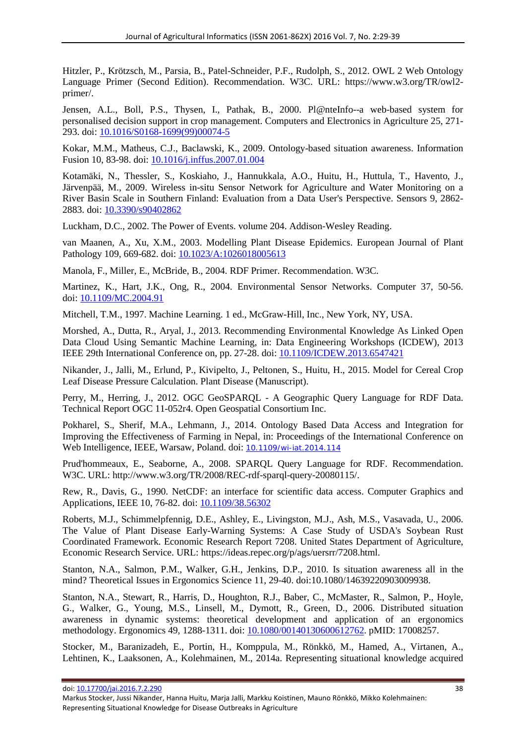Hitzler, P., Krötzsch, M., Parsia, B., Patel-Schneider, P.F., Rudolph, S., 2012. OWL 2 Web Ontology Language Primer (Second Edition). Recommendation. W3C. URL: https://www.w3.org/TR/owl2-primer/.

Jensen, A.L., Boll, P.S., Thysen, I., Pathak, B., 2000. Pl@nteInfo--a web-based system for personalised decision support in crop management. Computers and Electronics in Agriculture 25, 271-293. doi: 10.1016/S0168-1699(99)00074-5

Kokar, M.M., Matheus, C.J., Baclawski, K., 2009. Ontology-based situation awareness. Information Fusion 10, 83-98. doi: 10.1016/j.inffus.2007.01.004

Kotamäki, N., Thessler, S., Koskiaho, J., Hannukkala, A.O., Huitu, H., Huttula, T., Havento, J., Järvenpää, M., 2009. Wireless in-situ Sensor Network for Agriculture and Water Monitoring on a River Basin Scale in Southern Finland: Evaluation from a Data User's Perspective. Sensors 9, 2862-2883. doi: 10.3390/s90402862

Luckham, D.C., 2002. The Power of Events. volume 204. Addison-Wesley Reading.

van Maanen, A., Xu, X.M., 2003. Modelling Plant Disease Epidemics. European Journal of Plant Pathology 109, 669-682. doi: 10.1023/A:1026018005613

Manola, F., Miller, E., McBride, B., 2004. RDF Primer. Recommendation. W3C.

Martinez, K., Hart, J.K., Ong, R., 2004. Environmental Sensor Networks. Computer 37, 50-56. doi: 10.1109/MC.2004.91

Mitchell, T.M., 1997. Machine Learning. 1 ed., McGraw-Hill, Inc., New York, NY, USA.

Morshed, A., Dutta, R., Aryal, J., 2013. Recommending Environmental Knowledge As Linked Open Data Cloud Using Semantic Machine Learning, in: Data Engineering Workshops (ICDEW), 2013 IEEE 29th International Conference on, pp. 27-28. doi: 10.1109/ICDEW.2013.6547421

Nikander, J., Jalli, M., Erlund, P., Kivipelto, J., Peltonen, S., Huitu, H., 2015. Model for Cereal Crop Leaf Disease Pressure Calculation. Plant Disease (Manuscript).

Perry, M., Herring, J., 2012. OGC GeoSPARQL - A Geographic Query Language for RDF Data. Technical Report OGC 11-052r4. Open Geospatial Consortium Inc.

Pokharel, S., Sherif, M.A., Lehmann, J., 2014. Ontology Based Data Access and Integration for Improving the Effectiveness of Farming in Nepal, in: Proceedings of the International Conference on Web Intelligence, IEEE, Warsaw, Poland. doi: 10.1109/wi-iat.2014.114

Prud'hommeaux, E., Seaborne, A., 2008. SPARQL Query Language for RDF. Recommendation. W3C. URL: http://www.w3.org/TR/2008/REC-rdf-sparql-query-20080115/.

Rew, R., Davis, G., 1990. NetCDF: an interface for scientific data access. Computer Graphics and Applications, IEEE 10, 76-82. doi: 10.1109/38.56302

Roberts, M.J., Schimmelpfennig, D.E., Ashley, E., Livingston, M.J., Ash, M.S., Vasavada, U., 2006. The Value of Plant Disease Early-Warning Systems: A Case Study of USDA's Soybean Rust Coordinated Framework. Economic Research Report 7208. United States Department of Agriculture, Economic Research Service. URL: https://ideas.repec.org/p/ags/uersrr/7208.html.

Stanton, N.A., Salmon, P.M., Walker, G.H., Jenkins, D.P., 2010. Is situation awareness all in the mind? Theoretical Issues in Ergonomics Science 11, 29-40. doi:10.1080/14639220903009938.

Stanton, N.A., Stewart, R., Harris, D., Houghton, R.J., Baber, C., McMaster, R., Salmon, P., Hoyle, G., Walker, G., Young, M.S., Linsell, M., Dymott, R., Green, D., 2006. Distributed situation awareness in dynamic systems: theoretical development and application of an ergonomics methodology. Ergonomics 49, 1288-1311. doi: 10.1080/00140130600612762. pMID: 17008257.

Stocker, M., Baranizadeh, E., Portin, H., Komppula, M., Rönkkö, M., Hamed, A., Virtanen, A., Lehtinen, K., Laaksonen, A., Kolehmainen, M., 2014a. Representing situational knowledge acquired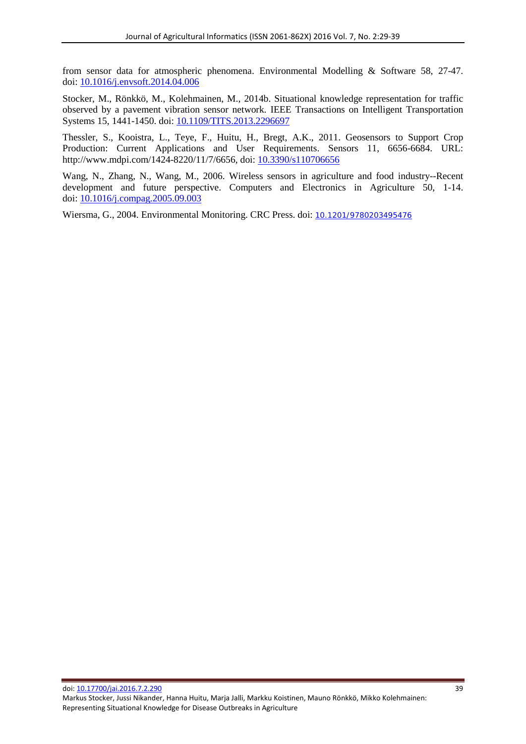from sensor data for atmospheric phenomena. Environmental Modelling & Software 58, 27-47. doi: 10.1016/j.envsoft.2014.04.006

Stocker, M., Rönkkö, M., Kolehmainen, M., 2014b. Situational knowledge representation for traffic observed by a pavement vibration sensor network. IEEE Transactions on Intelligent Transportation Systems 15, 1441-1450. doi: 10.1109/TITS.2013.2296697

Thessler, S., Kooistra, L., Teye, F., Huitu, H., Bregt, A.K., 2011. Geosensors to Support Crop Production: Current Applications and User Requirements. Sensors 11, 6656-6684. URL: http://www.mdpi.com/1424-8220/11/7/6656, doi: 10.3390/s110706656

Wang, N., Zhang, N., Wang, M., 2006. Wireless sensors in agriculture and food industry--Recent development and future perspective. Computers and Electronics in Agriculture 50, 1-14. doi: 10.1016/j.compag.2005.09.003

Wiersma, G., 2004. Environmental Monitoring. CRC Press. doi: 10.1201/9780203495476